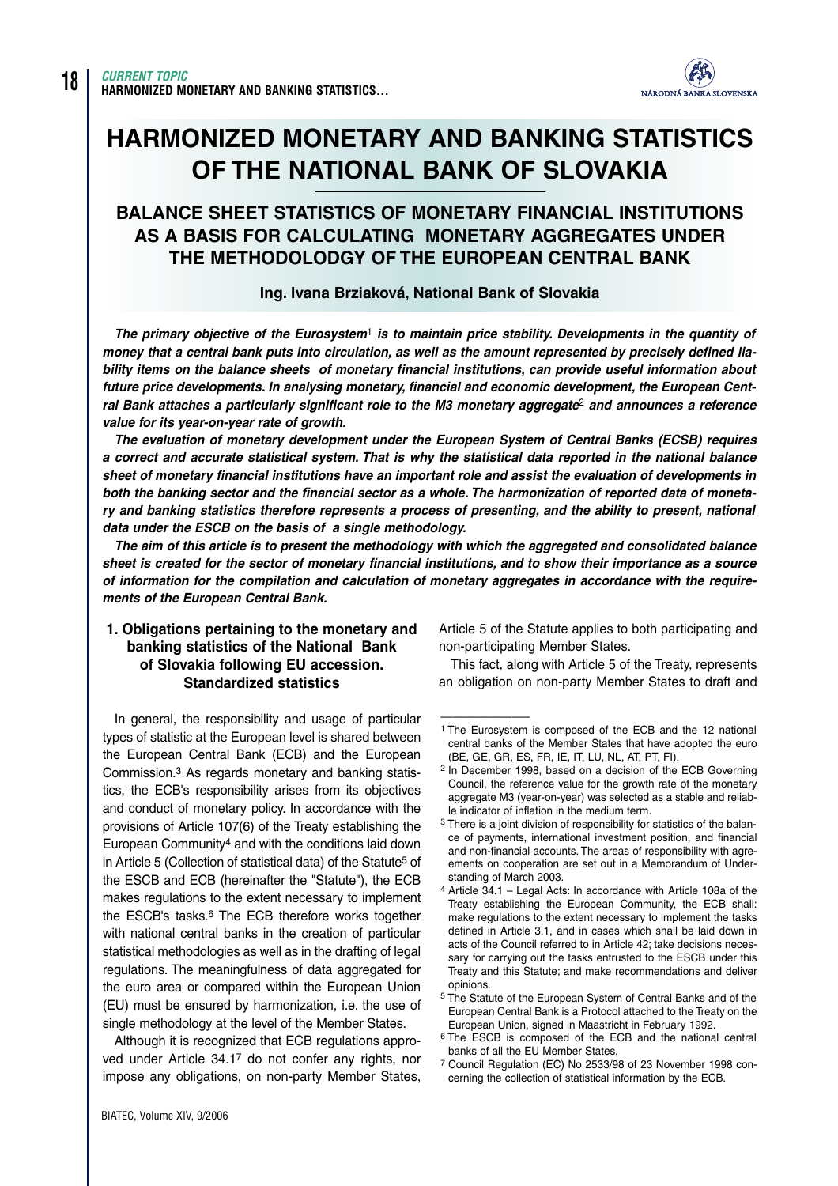# HARMONIZED MONETARY AND BANKING STATISTICS OF THE NATIONAL BANK OF SLOVAKIA

## BALANCE SHEET STATISTICS OF MONETARY FINANCIAL INSTITUTIONS AS A BASIS FOR CALCULATING MONETARY AGGREGATES UNDER THE METHODOLODGY OF THE EUROPEAN CENTRAL BANK

**Ing. Ivana Brziaková, National Bank of Slovakia**

***The primary objective of the Eurosystem[1] is to maintain price stability. Developments in the quantity of money that a central bank puts into circulation, as well as the amount represented by precisely defined liability items on the balance sheets of monetary financial institutions, can provide useful information about future price developments. In analysing monetary, financial and economic development, the European Central Bank attaches a particularly significant role to the M3 monetary aggregate[2] and announces a reference value for its year-on-year rate of growth.***

***The evaluation of monetary development under the European System of Central Banks (ECSB) requires a correct and accurate statistical system. That is why the statistical data reported in the national balance sheet of monetary financial institutions have an important role and assist the evaluation of developments in both the banking sector and the financial sector as a whole. The harmonization of reported data of monetary and banking statistics therefore represents a process of presenting, and the ability to present, national data under the ESCB on the basis of a single methodology.***

***The aim of this article is to present the methodology with which the aggregated and consolidated balance sheet is created for the sector of monetary financial institutions, and to show their importance as a source of information for the compilation and calculation of monetary aggregates in accordance with the requirements of the European Central Bank.***

### 1. Obligations pertaining to the monetary and banking statistics of the National Bank of Slovakia following EU accession. Standardized statistics

In general, the responsibility and usage of particular types of statistic at the European level is shared between the European Central Bank (ECB) and the European Commission.[3] As regards monetary and banking statistics, the ECB's responsibility arises from its objectives and conduct of monetary policy. In accordance with the provisions of Article 107(6) of the Treaty establishing the European Community[4] and with the conditions laid down in Article 5 (Collection of statistical data) of the Statute[5] of the ESCB and ECB (hereinafter the "Statute"), the ECB makes regulations to the extent necessary to implement the ESCB's tasks.[6] The ECB therefore works together with national central banks in the creation of particular statistical methodologies as well as in the drafting of legal regulations. The meaningfulness of data aggregated for the euro area or compared within the European Union (EU) must be ensured by harmonization, i.e. the use of single methodology at the level of the Member States.

Although it is recognized that ECB regulations approved under Article 34.1[7] do not confer any rights, nor impose any obligations, on non-party Member States, Article 5 of the Statute applies to both participating and non-participating Member States.

This fact, along with Article 5 of the Treaty, represents an obligation on non-party Member States to draft and

---

[1] The Eurosystem is composed of the ECB and the 12 national central banks of the Member States that have adopted the euro (BE, GE, GR, ES, FR, IE, IT, LU, NL, AT, PT, FI).

[2] In December 1998, based on a decision of the ECB Governing Council, the reference value for the growth rate of the monetary aggregate M3 (year-on-year) was selected as a stable and reliable indicator of inflation in the medium term.

[3] There is a joint division of responsibility for statistics of the balance of payments, international investment position, and financial and non-financial accounts. The areas of responsibility with agreements on cooperation are set out in a Memorandum of Understanding of March 2003.

[4] Article 34.1 – Legal Acts: In accordance with Article 108a of the Treaty establishing the European Community, the ECB shall: make regulations to the extent necessary to implement the tasks defined in Article 3.1, and in cases which shall be laid down in acts of the Council referred to in Article 42; take decisions necessary for carrying out the tasks entrusted to the ESCB under this Treaty and this Statute; and make recommendations and deliver opinions.

[5] The Statute of the European System of Central Banks and of the European Central Bank is a Protocol attached to the Treaty on the European Union, signed in Maastricht in February 1992.

[6] The ESCB is composed of the ECB and the national central banks of all the EU Member States.

[7] Council Regulation (EC) No 2533/98 of 23 November 1998 concerning the collection of statistical information by the ECB.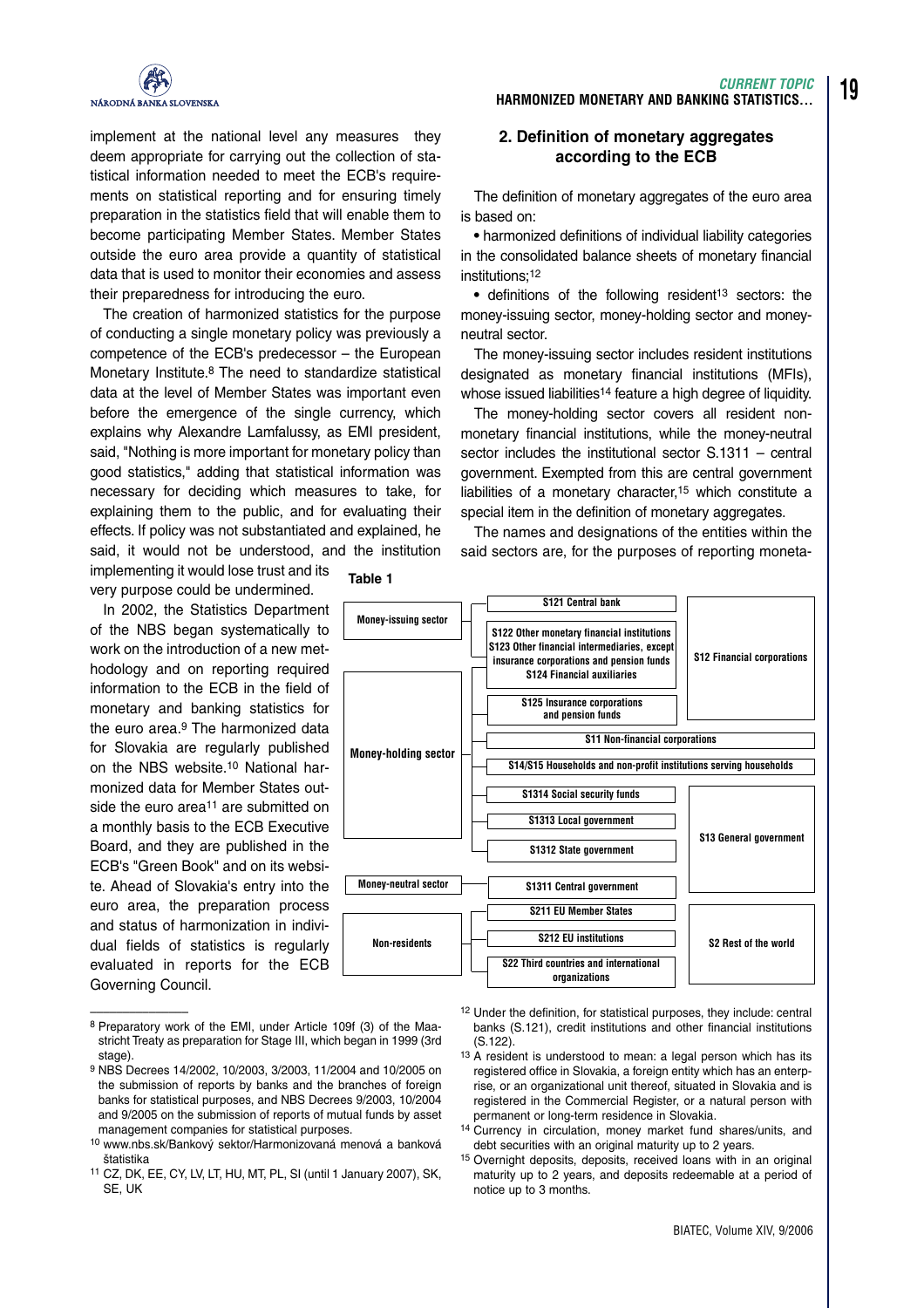implement at the national level any measures they deem appropriate for carrying out the collection of statistical information needed to meet the ECB's requirements on statistical reporting and for ensuring timely preparation in the statistics field that will enable them to become participating Member States. Member States outside the euro area provide a quantity of statistical data that is used to monitor their economies and assess their preparedness for introducing the euro.

The creation of harmonized statistics for the purpose of conducting a single monetary policy was previously a competence of the ECB's predecessor – the European Monetary Institute.[8] The need to standardize statistical data at the level of Member States was important even before the emergence of the single currency, which explains why Alexandre Lamfalussy, as EMI president, said, "Nothing is more important for monetary policy than good statistics," adding that statistical information was necessary for deciding which measures to take, for explaining them to the public, and for evaluating their effects. If policy was not substantiated and explained, he said, it would not be understood, and the institution implementing it would lose trust and its very purpose could be undermined.

In 2002, the Statistics Department of the NBS began systematically to work on the introduction of a new methodology and on reporting required information to the ECB in the field of monetary and banking statistics for the euro area.[9] The harmonized data for Slovakia are regularly published on the NBS website.[10] National harmonized data for Member States outside the euro area[11] are submitted on a monthly basis to the ECB Executive Board, and they are published in the ECB's "Green Book" and on its website. Ahead of Slovakia's entry into the euro area, the preparation process and status of harmonization in individual fields of statistics is regularly evaluated in reports for the ECB Governing Council.

## 2. Definition of monetary aggregates according to the ECB

The definition of monetary aggregates of the euro area is based on:

- harmonized definitions of individual liability categories in the consolidated balance sheets of monetary financial institutions;[12]
- definitions of the following resident[13] sectors: the money-issuing sector, money-holding sector and money-neutral sector.

The money-issuing sector includes resident institutions designated as monetary financial institutions (MFIs), whose issued liabilities[14] feature a high degree of liquidity.

The money-holding sector covers all resident non-monetary financial institutions, while the money-neutral sector includes the institutional sector S.1311 – central government. Exempted from this are central government liabilities of a monetary character,[15] which constitute a special item in the definition of monetary aggregates.

The names and designations of the entities within the said sectors are, for the purposes of reporting moneta-

**Table 1**

| Sector | Subsector | Group |
|---|---|---|
| Money-issuing sector | S121 Central bank | S12 Financial corporations |
| Money-issuing sector | S122 Other monetary financial institutions | S12 Financial corporations |
| Money-holding sector | S123 Other financial intermediaries, except insurance corporations and pension funds | S12 Financial corporations |
| Money-holding sector | S124 Financial auxiliaries | S12 Financial corporations |
| Money-holding sector | S125 Insurance corporations and pension funds | S12 Financial corporations |
| Money-holding sector | S11 Non-financial corporations | |
| Money-holding sector | S14/S15 Households and non-profit institutions serving households | |
| Money-holding sector | S1314 Social security funds | S13 General government |
| Money-holding sector | S1313 Local government | S13 General government |
| Money-holding sector | S1312 State government | S13 General government |
| Money-neutral sector | S1311 Central government | S13 General government |
| Non-residents | S211 EU Member States | S2 Rest of the world |
| Non-residents | S212 EU institutions | S2 Rest of the world |
| Non-residents | S22 Third countries and international organizations | S2 Rest of the world |

---

[8] Preparatory work of the EMI, under Article 109f (3) of the Maastricht Treaty as preparation for Stage III, which began in 1999 (3rd stage).

[9] NBS Decrees 14/2002, 10/2003, 3/2003, 11/2004 and 10/2005 on the submission of reports by banks and the branches of foreign banks for statistical purposes, and NBS Decrees 9/2003, 10/2004 and 9/2005 on the submission of reports of mutual funds by asset management companies for statistical purposes.

[10] www.nbs.sk/Bankový sektor/Harmonizovaná menová a banková štatistika

[11] CZ, DK, EE, CY, LV, LT, HU, MT, PL, SI (until 1 January 2007), SK, SE, UK

[12] Under the definition, for statistical purposes, they include: central banks (S.121), credit institutions and other financial institutions (S.122).

[13] A resident is understood to mean: a legal person which has its registered office in Slovakia, a foreign entity which has an enterprise, or an organizational unit thereof, situated in Slovakia and is registered in the Commercial Register, or a natural person with permanent or long-term residence in Slovakia.

[14] Currency in circulation, money market fund shares/units, and debt securities with an original maturity up to 2 years.

[15] Overnight deposits, deposits, received loans with in an original maturity up to 2 years, and deposits redeemable at a period of notice up to 3 months.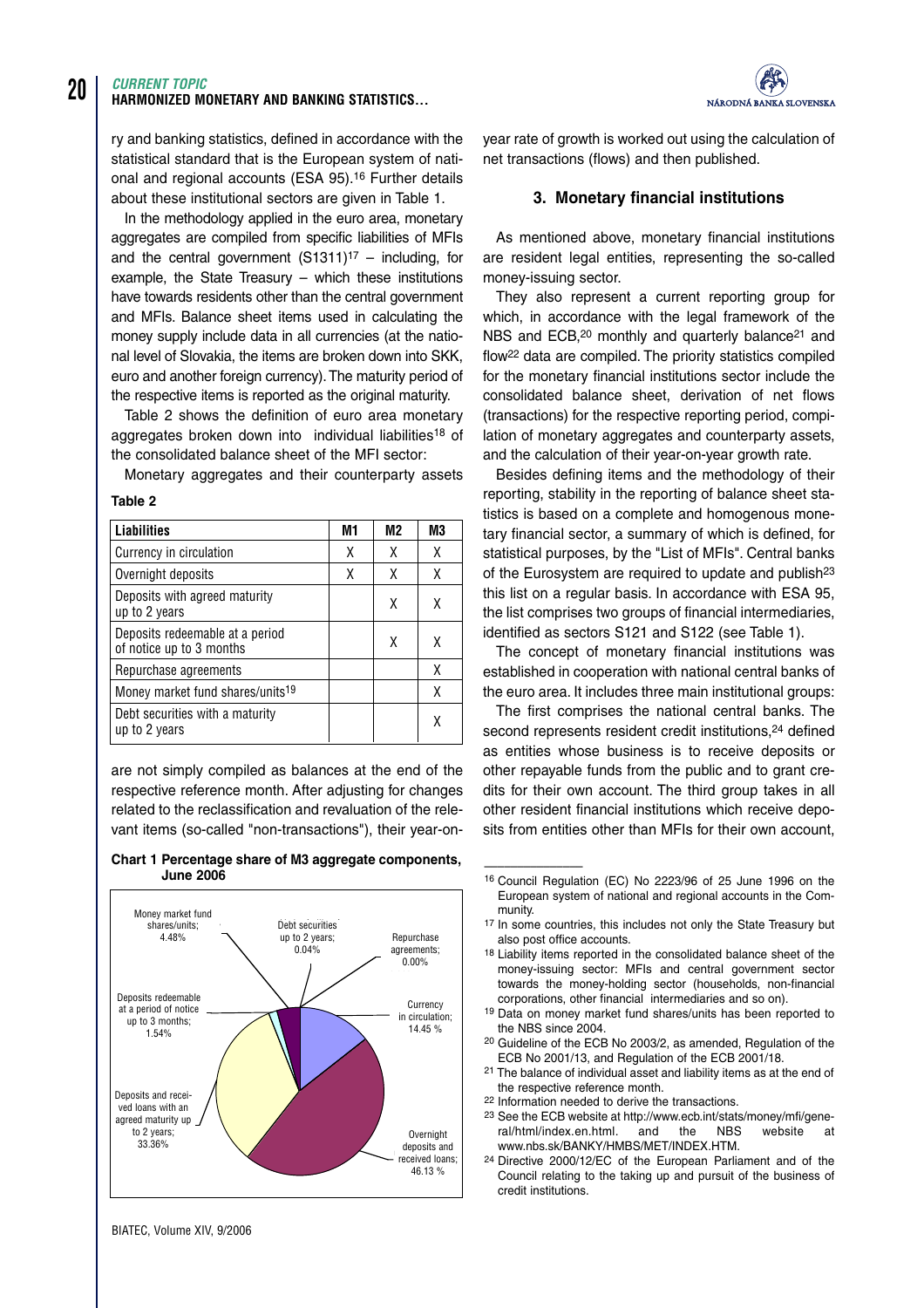ry and banking statistics, defined in accordance with the statistical standard that is the European system of national and regional accounts (ESA 95).[16] Further details about these institutional sectors are given in Table 1.

In the methodology applied in the euro area, monetary aggregates are compiled from specific liabilities of MFIs and the central government (S1311)[17] – including, for example, the State Treasury – which these institutions have towards residents other than the central government and MFIs. Balance sheet items used in calculating the money supply include data in all currencies (at the national level of Slovakia, the items are broken down into SKK, euro and another foreign currency). The maturity period of the respective items is reported as the original maturity.

Table 2 shows the definition of euro area monetary aggregates broken down into individual liabilities[18] of the consolidated balance sheet of the MFI sector:

Monetary aggregates and their counterparty assets

**Table 2**

| Liabilities | M1 | M2 | M3 |
|---|---|---|---|
| Currency in circulation | X | X | X |
| Overnight deposits | X | X | X |
| Deposits with agreed maturity up to 2 years | | X | X |
| Deposits redeemable at a period of notice up to 3 months | | X | X |
| Repurchase agreements | | | X |
| Money market fund shares/units[19] | | | X |
| Debt securities with a maturity up to 2 years | | | X |

are not simply compiled as balances at the end of the respective reference month. After adjusting for changes related to the reclassification and revaluation of the relevant items (so-called "non-transactions"), their year-on-year rate of growth is worked out using the calculation of net transactions (flows) and then published.

**Chart 1 Percentage share of M3 aggregate components, June 2006**

Money market fund shares/units; 4.48%
Debt securities up to 2 years; 0.04%
Repurchase agreements; 0.00%
Currency in circulation; 14.45 %
Overnight deposits and received loans; 46.13 %
Deposits and received loans with an agreed maturity up to 2 years; 33.36%
Deposits redeemable at a period of notice up to 3 months; 1.54%

### 3. Monetary financial institutions

As mentioned above, monetary financial institutions are resident legal entities, representing the so-called money-issuing sector.

They also represent a current reporting group for which, in accordance with the legal framework of the NBS and ECB,[20] monthly and quarterly balance[21] and flow[22] data are compiled. The priority statistics compiled for the monetary financial institutions sector include the consolidated balance sheet, derivation of net flows (transactions) for the respective reporting period, compilation of monetary aggregates and counterparty assets, and the calculation of their year-on-year growth rate.

Besides defining items and the methodology of their reporting, stability in the reporting of balance sheet statistics is based on a complete and homogenous monetary financial sector, a summary of which is defined, for statistical purposes, by the "List of MFIs". Central banks of the Eurosystem are required to update and publish[23] this list on a regular basis. In accordance with ESA 95, the list comprises two groups of financial intermediaries, identified as sectors S121 and S122 (see Table 1).

The concept of monetary financial institutions was established in cooperation with national central banks of the euro area. It includes three main institutional groups:

The first comprises the national central banks. The second represents resident credit institutions,[24] defined as entities whose business is to receive deposits or other repayable funds from the public and to grant credits for their own account. The third group takes in all other resident financial institutions which receive deposits from entities other than MFIs for their own account,

---

[16] Council Regulation (EC) No 2223/96 of 25 June 1996 on the European system of national and regional accounts in the Community.

[17] In some countries, this includes not only the State Treasury but also post office accounts.

[18] Liability items reported in the consolidated balance sheet of the money-issuing sector: MFIs and central government sector towards the money-holding sector (households, non-financial corporations, other financial intermediaries and so on).

[19] Data on money market fund shares/units has been reported to the NBS since 2004.

[20] Guideline of the ECB No 2003/2, as amended, Regulation of the ECB No 2001/13, and Regulation of the ECB 2001/18.

[21] The balance of individual asset and liability items as at the end of the respective reference month.

[22] Information needed to derive the transactions.

[23] See the ECB website at http://www.ecb.int/stats/money/mfi/general/html/index.en.html. and the NBS website at www.nbs.sk/BANKY/HMBS/MET/INDEX.HTM.

[24] Directive 2000/12/EC of the European Parliament and of the Council relating to the taking up and pursuit of the business of credit institutions.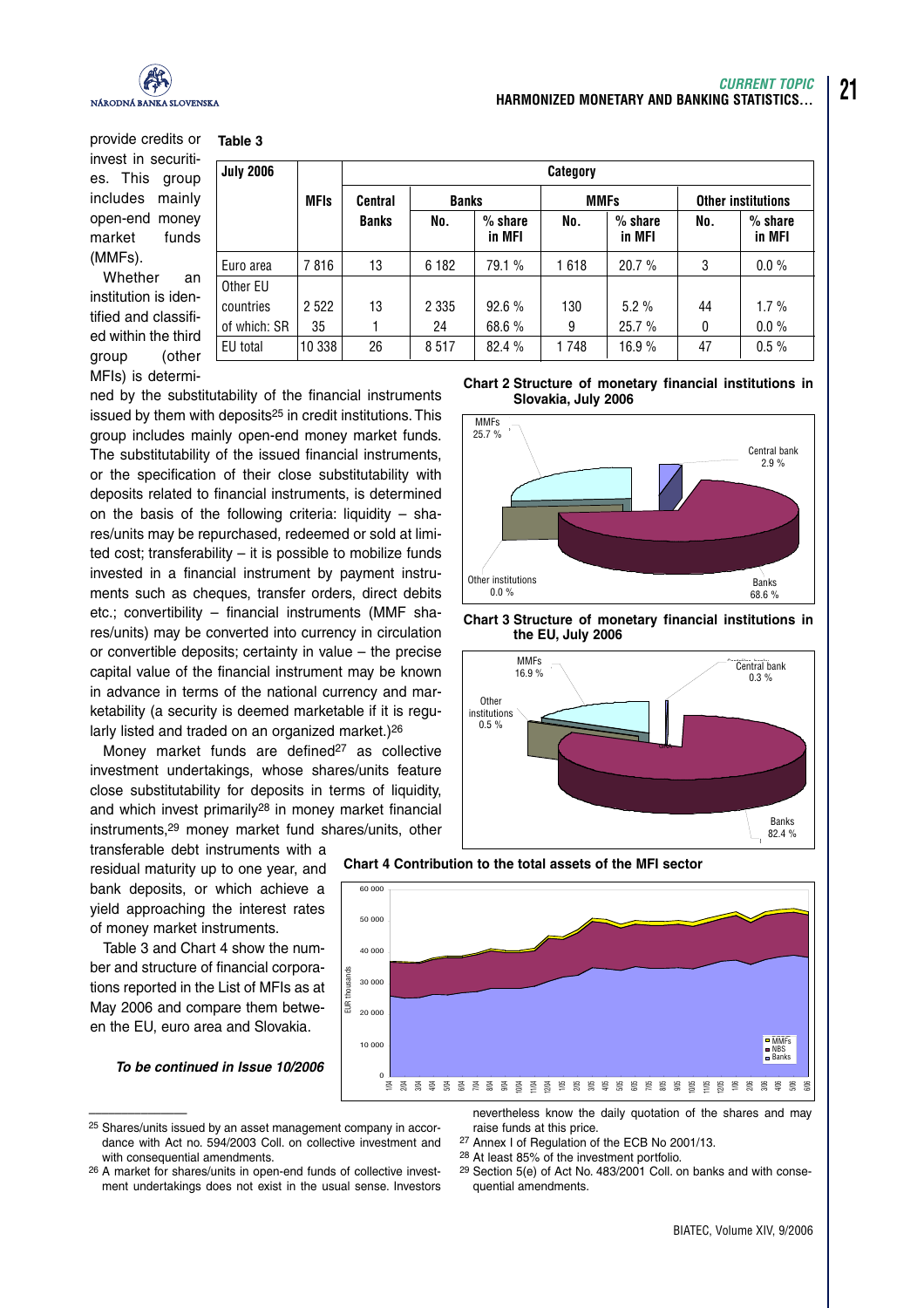provide credits or invest in securities. This group includes mainly open-end money market funds (MMFs).

Whether an institution is identified and classified within the third group (other MFIs) is determined by the substitutability of the financial instruments issued by them with deposits[25] in credit institutions. This group includes mainly open-end money market funds. The substitutability of the issued financial instruments, or the specification of their close substitutability with deposits related to financial instruments, is determined on the basis of the following criteria: liquidity – shares/units may be repurchased, redeemed or sold at limited cost; transferability – it is possible to mobilize funds invested in a financial instrument by payment instruments such as cheques, transfer orders, direct debits etc.; convertibility – financial instruments (MMF shares/units) may be converted into currency in circulation or convertible deposits; certainty in value – the precise capital value of the financial instrument may be known in advance in terms of the national currency and marketability (a security is deemed marketable if it is regularly listed and traded on an organized market.)[26]

Money market funds are defined[27] as collective investment undertakings, whose shares/units feature close substitutability for deposits in terms of liquidity, and which invest primarily[28] in money market financial instruments,[29] money market fund shares/units, other transferable debt instruments with a residual maturity up to one year, and bank deposits, or which achieve a yield approaching the interest rates of money market instruments.

Table 3 and Chart 4 show the number and structure of financial corporations reported in the List of MFIs as at May 2006 and compare them between the EU, euro area and Slovakia.

*To be continued in Issue 10/2006*

**Table 3**

| July 2006 | MFIs | Category | | | | | | |
|---|---|---|---|---|---|---|---|---|
| | | Central Banks | Banks | | MMFs | | Other institutions | |
| | | | No. | % share in MFI | No. | % share in MFI | No. | % share in MFI |
| Euro area | 7 816 | 13 | 6 182 | 79.1 % | 1 618 | 20.7 % | 3 | 0.0 % |
| Other EU countries | 2 522 | 13 | 2 335 | 92.6 % | 130 | 5.2 % | 44 | 1.7 % |
| of which: SR | 35 | 1 | 24 | 68.6 % | 9 | 25.7 % | 0 | 0.0 % |
| EU total | 10 338 | 26 | 8 517 | 82.4 % | 1 748 | 16.9 % | 47 | 0.5 % |

**Chart 2 Structure of monetary financial institutions in Slovakia, July 2006**

MMFs 25.7 %
Central bank 2.9 %
Other institutions 0.0 %
Banks 68.6 %

**Chart 3 Structure of monetary financial institutions in the EU, July 2006**

MMFs 16.9 %
Central bank 0.3 %
Other institutions 0.5 %
Banks 82.4 %

**Chart 4 Contribution to the total assets of the MFI sector**

EUR thousands
60 000
50 000
40 000
30 000
20 000
10 000
0
1/04 2/04 3/04 4/04 5/04 6/04 7/04 8/04 9/04 10/04 11/04 12/04 1/05 2/05 3/05 4/05 5/05 6/05 7/05 8/05 9/05 10/05 11/05 12/05 1/06 2/06 3/06 4/06 5/06 6/06
MMFs
NBS
Banks

---

[25] Shares/units issued by an asset management company in accordance with Act no. 594/2003 Coll. on collective investment and with consequential amendments.

[26] A market for shares/units in open-end funds of collective investment undertakings does not exist in the usual sense. Investors nevertheless know the daily quotation of the shares and may raise funds at this price.

[27] Annex I of Regulation of the ECB No 2001/13.

[28] At least 85% of the investment portfolio.

[29] Section 5(e) of Act No. 483/2001 Coll. on banks and with consequential amendments.